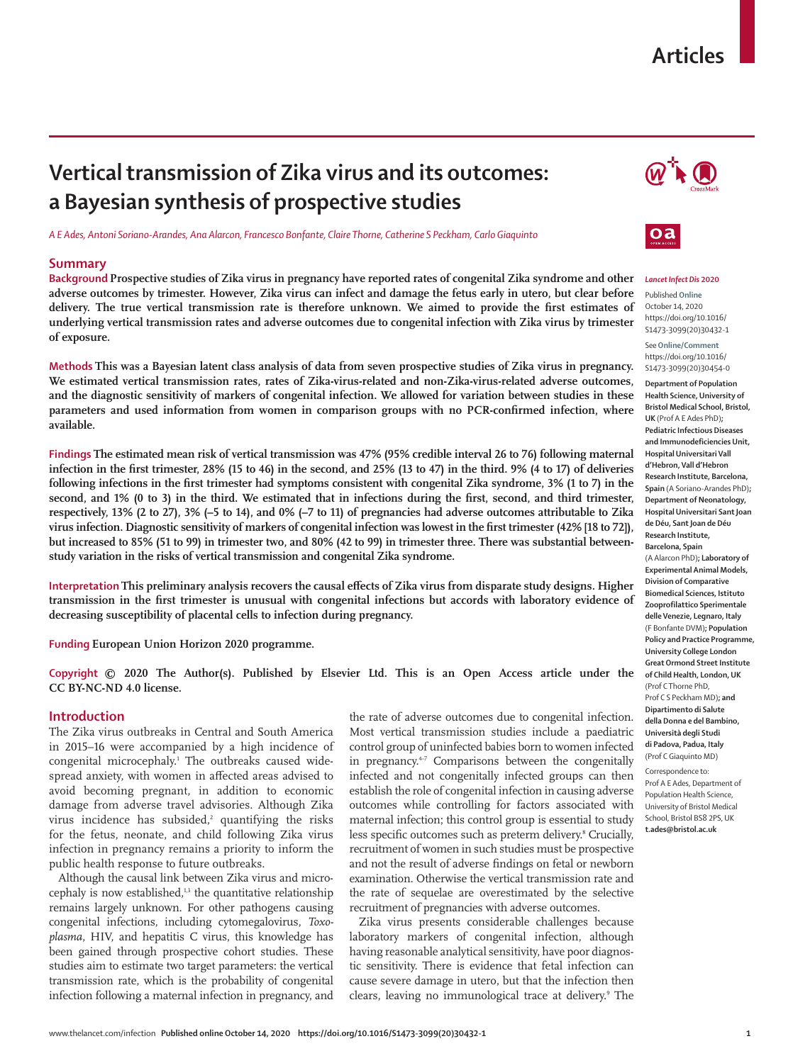# Vertical transmission of Zika virus and its outcomes: a Bayesian synthesis of prospective studies

*A E Ades, Antoni Soriano-Arandes, Ana Alarcon, Francesco Bonfante, Claire Thorne, Catherine S Peckham, Carlo Giaquinto*

## Summary

**Background** Prospective studies of Zika virus in pregnancy have reported rates of congenital Zika syndrome and other adverse outcomes by trimester. However, Zika virus can infect and damage the fetus early in utero, but clear before delivery. The true vertical transmission rate is therefore unknown. We aimed to provide the first estimates of underlying vertical transmission rates and adverse outcomes due to congenital infection with Zika virus by trimester of exposure.

**Methods** This was a Bayesian latent class analysis of data from seven prospective studies of Zika virus in pregnancy. We estimated vertical transmission rates, rates of Zika-virus-related and non-Zika-virus-related adverse outcomes, and the diagnostic sensitivity of markers of congenital infection. We allowed for variation between studies in these parameters and used information from women in comparison groups with no PCR-confirmed infection, where available.

**Findings** The estimated mean risk of vertical transmission was 47% (95% credible interval 26 to 76) following maternal infection in the first trimester, 28% (15 to 46) in the second, and 25% (13 to 47) in the third. 9% (4 to 17) of deliveries following infections in the first trimester had symptoms consistent with congenital Zika syndrome, 3% (1 to 7) in the second, and 1% (0 to 3) in the third. We estimated that in infections during the first, second, and third trimester, respectively, 13% (2 to 27), 3% (–5 to 14), and 0% (–7 to 11) of pregnancies had adverse outcomes attributable to Zika virus infection. Diagnostic sensitivity of markers of congenital infection was lowest in the first trimester (42% [18 to 72]), but increased to 85% (51 to 99) in trimester two, and 80% (42 to 99) in trimester three. There was substantial between-study variation in the risks of vertical transmission and congenital Zika syndrome.

**Interpretation** This preliminary analysis recovers the causal effects of Zika virus from disparate study designs. Higher transmission in the first trimester is unusual with congenital infections but accords with laboratory evidence of decreasing susceptibility of placental cells to infection during pregnancy.

**Funding** European Union Horizon 2020 programme.

**Copyright** © 2020 The Author(s). Published by Elsevier Ltd. This is an Open Access article under the CC BY-NC-ND 4.0 license.

*Lancet Infect Dis* 2020

Published Online October 14, 2020 https://doi.org/10.1016/S1473-3099(20)30432-1

See Online/Comment https://doi.org/10.1016/S1473-3099(20)30454-0

**Department of Population Health Science, University of Bristol Medical School, Bristol, UK** (Prof A E Ades PhD)**; Pediatric Infectious Diseases and Immunodeficiencies Unit, Hospital Universitari Vall d'Hebron, Vall d'Hebron Research Institute, Barcelona, Spain** (A Soriano-Arandes PhD)**; Department of Neonatology, Hospital Universitari Sant Joan de Déu, Sant Joan de Déu Research Institute, Barcelona, Spain** (A Alarcon PhD)**; Laboratory of Experimental Animal Models, Division of Comparative Biomedical Sciences, Istituto Zooprofilattico Sperimentale delle Venezie, Legnaro, Italy** (F Bonfante DVM)**; Population Policy and Practice Programme, University College London Great Ormond Street Institute of Child Health, London, UK** (Prof C Thorne PhD, Prof C S Peckham MD)**; and Dipartimento di Salute della Donna e del Bambino, Università degli Studi di Padova, Padua, Italy** (Prof C Giaquinto MD)

Correspondence to: Prof A E Ades, Department of Population Health Science, University of Bristol Medical School, Bristol BS8 2PS, UK **t.ades@bristol.ac.uk**

## Introduction

The Zika virus outbreaks in Central and South America in 2015–16 were accompanied by a high incidence of congenital microcephaly.[1] The outbreaks caused widespread anxiety, with women in affected areas advised to avoid becoming pregnant, in addition to economic damage from adverse travel advisories. Although Zika virus incidence has subsided,[2] quantifying the risks for the fetus, neonate, and child following Zika virus infection in pregnancy remains a priority to inform the public health response to future outbreaks.

Although the causal link between Zika virus and microcephaly is now established,[1,3] the quantitative relationship remains largely unknown. For other pathogens causing congenital infections, including cytomegalovirus, *Toxoplasma*, HIV, and hepatitis C virus, this knowledge has been gained through prospective cohort studies. These studies aim to estimate two target parameters: the vertical transmission rate, which is the probability of congenital infection following a maternal infection in pregnancy, and the rate of adverse outcomes due to congenital infection. Most vertical transmission studies include a paediatric control group of uninfected babies born to women infected in pregnancy.[4–7] Comparisons between the congenitally infected and not congenitally infected groups can then establish the role of congenital infection in causing adverse outcomes while controlling for factors associated with maternal infection; this control group is essential to study less specific outcomes such as preterm delivery.[8] Crucially, recruitment of women in such studies must be prospective and not the result of adverse findings on fetal or newborn examination. Otherwise the vertical transmission rate and the rate of sequelae are overestimated by the selective recruitment of pregnancies with adverse outcomes.

Zika virus presents considerable challenges because laboratory markers of congenital infection, although having reasonable analytical sensitivity, have poor diagnostic sensitivity. There is evidence that fetal infection can cause severe damage in utero, but that the infection then clears, leaving no immunological trace at delivery.[9] The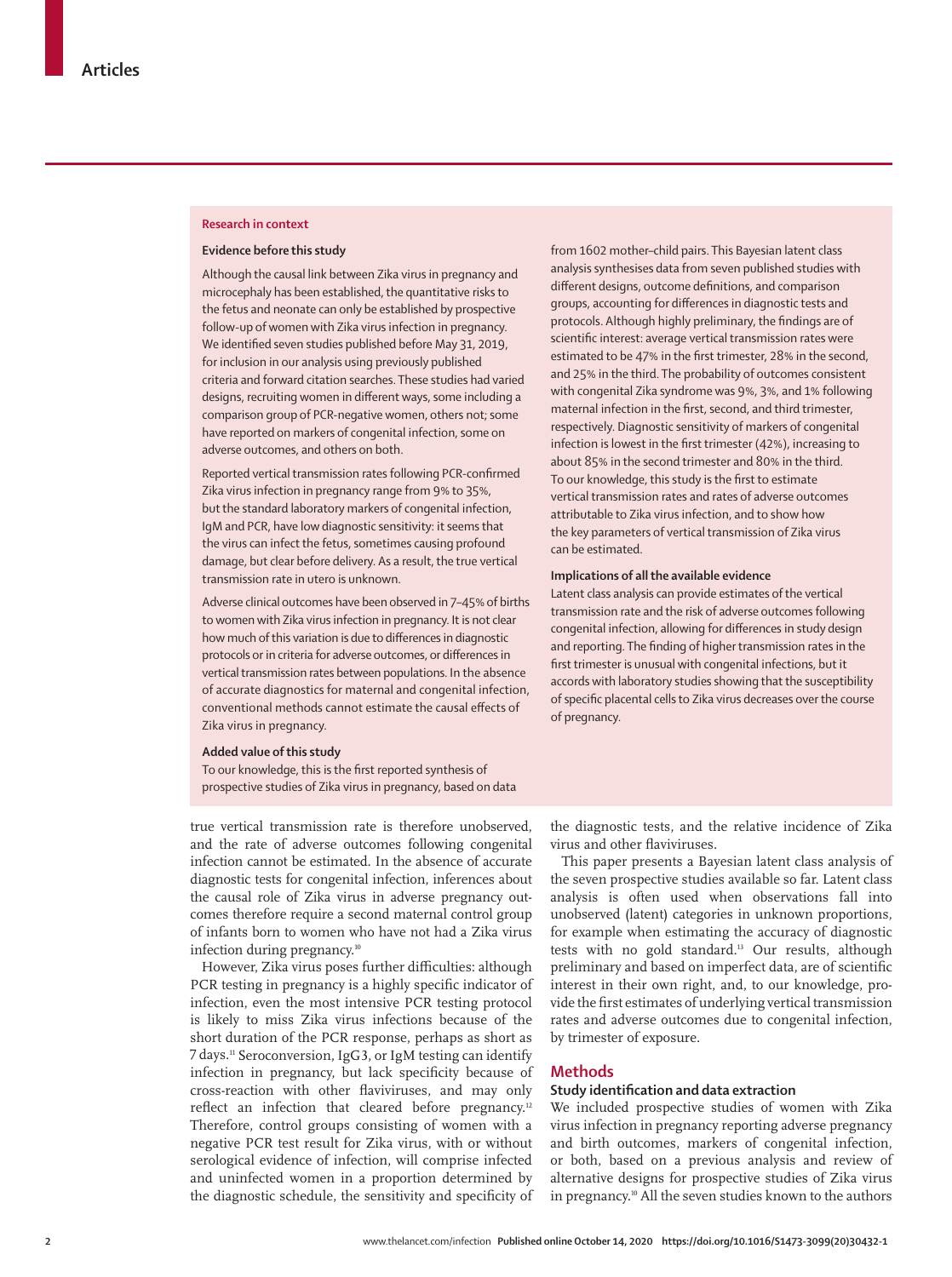## Research in context

### Evidence before this study

Although the causal link between Zika virus in pregnancy and microcephaly has been established, the quantitative risks to the fetus and neonate can only be established by prospective follow-up of women with Zika virus infection in pregnancy. We identified seven studies published before May 31, 2019, for inclusion in our analysis using previously published criteria and forward citation searches. These studies had varied designs, recruiting women in different ways, some including a comparison group of PCR-negative women, others not; some have reported on markers of congenital infection, some on adverse outcomes, and others on both.

Reported vertical transmission rates following PCR-confirmed Zika virus infection in pregnancy range from 9% to 35%, but the standard laboratory markers of congenital infection, IgM and PCR, have low diagnostic sensitivity: it seems that the virus can infect the fetus, sometimes causing profound damage, but clear before delivery. As a result, the true vertical transmission rate in utero is unknown.

Adverse clinical outcomes have been observed in 7–45% of births to women with Zika virus infection in pregnancy. It is not clear how much of this variation is due to differences in diagnostic protocols or in criteria for adverse outcomes, or differences in vertical transmission rates between populations. In the absence of accurate diagnostics for maternal and congenital infection, conventional methods cannot estimate the causal effects of Zika virus in pregnancy.

### Added value of this study

To our knowledge, this is the first reported synthesis of prospective studies of Zika virus in pregnancy, based on data from 1602 mother–child pairs. This Bayesian latent class analysis synthesises data from seven published studies with different designs, outcome definitions, and comparison groups, accounting for differences in diagnostic tests and protocols. Although highly preliminary, the findings are of scientific interest: average vertical transmission rates were estimated to be 47% in the first trimester, 28% in the second, and 25% in the third. The probability of outcomes consistent with congenital Zika syndrome was 9%, 3%, and 1% following maternal infection in the first, second, and third trimester, respectively. Diagnostic sensitivity of markers of congenital infection is lowest in the first trimester (42%), increasing to about 85% in the second trimester and 80% in the third. To our knowledge, this study is the first to estimate vertical transmission rates and rates of adverse outcomes attributable to Zika virus infection, and to show how the key parameters of vertical transmission of Zika virus can be estimated.

### Implications of all the available evidence

Latent class analysis can provide estimates of the vertical transmission rate and the risk of adverse outcomes following congenital infection, allowing for differences in study design and reporting. The finding of higher transmission rates in the first trimester is unusual with congenital infections, but it accords with laboratory studies showing that the susceptibility of specific placental cells to Zika virus decreases over the course of pregnancy.

true vertical transmission rate is therefore unobserved, and the rate of adverse outcomes following congenital infection cannot be estimated. In the absence of accurate diagnostic tests for congenital infection, inferences about the causal role of Zika virus in adverse pregnancy outcomes therefore require a second maternal control group of infants born to women who have not had a Zika virus infection during pregnancy.[10]

However, Zika virus poses further difficulties: although PCR testing in pregnancy is a highly specific indicator of infection, even the most intensive PCR testing protocol is likely to miss Zika virus infections because of the short duration of the PCR response, perhaps as short as 7 days.[11] Seroconversion, IgG3, or IgM testing can identify infection in pregnancy, but lack specificity because of cross-reaction with other flaviviruses, and may only reflect an infection that cleared before pregnancy.[12] Therefore, control groups consisting of women with a negative PCR test result for Zika virus, with or without serological evidence of infection, will comprise infected and uninfected women in a proportion determined by the diagnostic schedule, the sensitivity and specificity of the diagnostic tests, and the relative incidence of Zika virus and other flaviviruses.

This paper presents a Bayesian latent class analysis of the seven prospective studies available so far. Latent class analysis is often used when observations fall into unobserved (latent) categories in unknown proportions, for example when estimating the accuracy of diagnostic tests with no gold standard.[13] Our results, although preliminary and based on imperfect data, are of scientific interest in their own right, and, to our knowledge, provide the first estimates of underlying vertical transmission rates and adverse outcomes due to congenital infection, by trimester of exposure.

## Methods

### Study identification and data extraction

We included prospective studies of women with Zika virus infection in pregnancy reporting adverse pregnancy and birth outcomes, markers of congenital infection, or both, based on a previous analysis and review of alternative designs for prospective studies of Zika virus in pregnancy.[10] All the seven studies known to the authors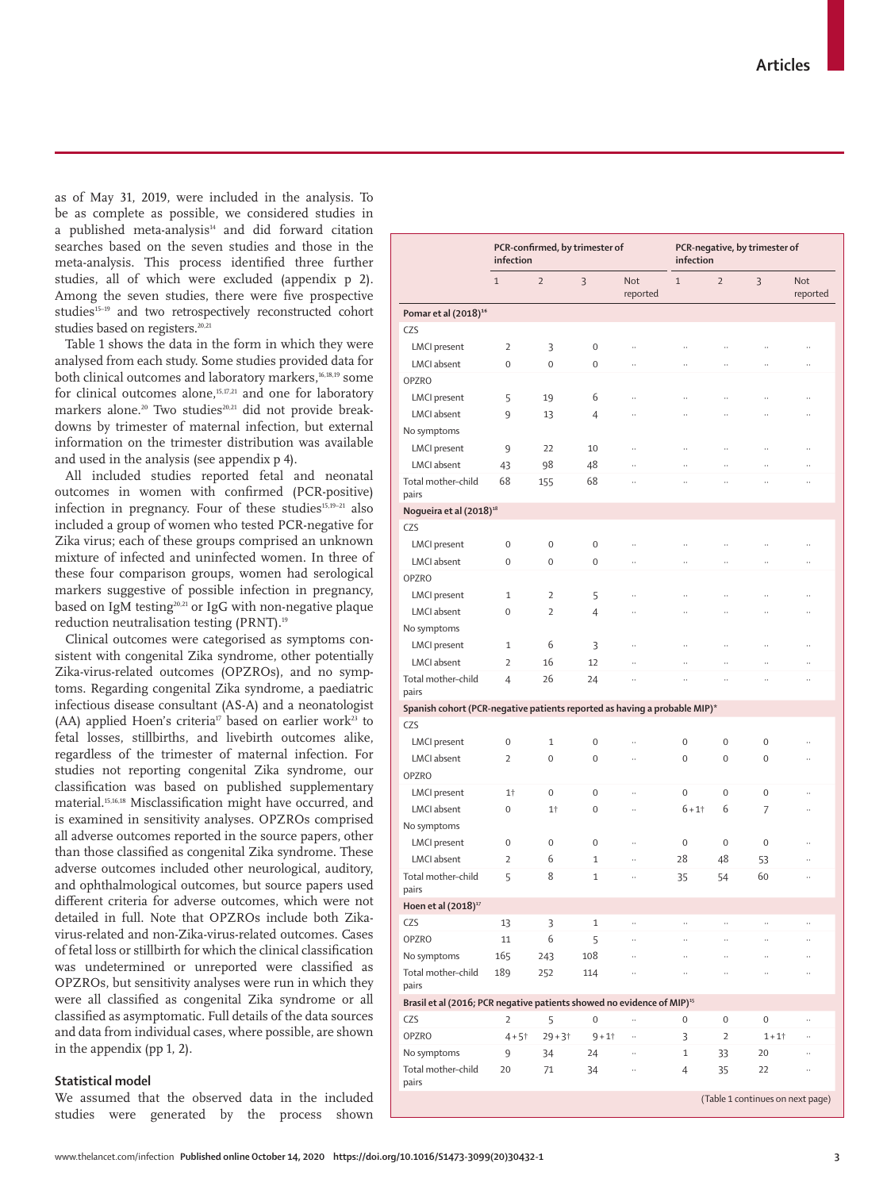as of May 31, 2019, were included in the analysis. To be as complete as possible, we considered studies in a published meta-analysis[14] and did forward citation searches based on the seven studies and those in the meta-analysis. This process identified three further studies, all of which were excluded (appendix p 2). Among the seven studies, there were five prospective studies[15–19] and two retrospectively reconstructed cohort studies based on registers.[20,21]

Table 1 shows the data in the form in which they were analysed from each study. Some studies provided data for both clinical outcomes and laboratory markers,[16,18,19] some for clinical outcomes alone,[15,17,21] and one for laboratory markers alone.[20] Two studies[20,21] did not provide breakdowns by trimester of maternal infection, but external information on the trimester distribution was available and used in the analysis (see appendix p 4).

All included studies reported fetal and neonatal outcomes in women with confirmed (PCR-positive) infection in pregnancy. Four of these studies[15,19–21] also included a group of women who tested PCR-negative for Zika virus; each of these groups comprised an unknown mixture of infected and uninfected women. In three of these four comparison groups, women had serological markers suggestive of possible infection in pregnancy, based on IgM testing[20,21] or IgG with non-negative plaque reduction neutralisation testing (PRNT).[19]

Clinical outcomes were categorised as symptoms consistent with congenital Zika syndrome, other potentially Zika-virus-related outcomes (OPZROs), and no symptoms. Regarding congenital Zika syndrome, a paediatric infectious disease consultant (AS-A) and a neonatologist (AA) applied Hoen's criteria[17] based on earlier work[23] to fetal losses, stillbirths, and livebirth outcomes alike, regardless of the trimester of maternal infection. For studies not reporting congenital Zika syndrome, our classification was based on published supplementary material.[15,16,18] Misclassification might have occurred, and is examined in sensitivity analyses. OPZROs comprised all adverse outcomes reported in the source papers, other than those classified as congenital Zika syndrome. These adverse outcomes included other neurological, auditory, and ophthalmological outcomes, but source papers used different criteria for adverse outcomes, which were not detailed in full. Note that OPZROs include both Zika-virus-related and non-Zika-virus-related outcomes. Cases of fetal loss or stillbirth for which the clinical classification was undetermined or unreported were classified as OPZROs, but sensitivity analyses were run in which they were all classified as congenital Zika syndrome or all classified as asymptomatic. Full details of the data sources and data from individual cases, where possible, are shown in the appendix (pp 1, 2).

## Statistical model

We assumed that the observed data in the included studies were generated by the process shown

| | PCR-confirmed, by trimester of infection | | | | PCR-negative, by trimester of infection | | | |
|---|---|---|---|---|---|---|---|---|
| | 1 | 2 | 3 | Not reported | 1 | 2 | 3 | Not reported |
| **Pomar et al (2018)[16]** | | | | | | | | |
| CZS | | | | | | | | |
| LMCI present | 2 | 3 | 0 | .. | .. | .. | .. | .. |
| LMCI absent | 0 | 0 | 0 | .. | .. | .. | .. | .. |
| OPZRO | | | | | | | | |
| LMCI present | 5 | 19 | 6 | .. | .. | .. | .. | .. |
| LMCI absent | 9 | 13 | 4 | .. | .. | .. | .. | .. |
| No symptoms | | | | | | | | |
| LMCI present | 9 | 22 | 10 | .. | .. | .. | .. | .. |
| LMCI absent | 43 | 98 | 48 | .. | .. | .. | .. | .. |
| Total mother-child pairs | 68 | 155 | 68 | .. | .. | .. | .. | .. |
| **Nogueira et al (2018)[18]** | | | | | | | | |
| CZS | | | | | | | | |
| LMCI present | 0 | 0 | 0 | .. | .. | .. | .. | .. |
| LMCI absent | 0 | 0 | 0 | .. | .. | .. | .. | .. |
| OPZRO | | | | | | | | |
| LMCI present | 1 | 2 | 5 | .. | .. | .. | .. | .. |
| LMCI absent | 0 | 2 | 4 | .. | .. | .. | .. | .. |
| No symptoms | | | | | | | | |
| LMCI present | 1 | 6 | 3 | .. | .. | .. | .. | .. |
| LMCI absent | 2 | 16 | 12 | .. | .. | .. | .. | .. |
| Total mother-child pairs | 4 | 26 | 24 | .. | .. | .. | .. | .. |
| **Spanish cohort (PCR-negative patients reported as having a probable MIP)\*** | | | | | | | | |
| CZS | | | | | | | | |
| LMCI present | 0 | 1 | 0 | .. | 0 | 0 | 0 | .. |
| LMCI absent | 2 | 0 | 0 | .. | 0 | 0 | 0 | .. |
| OPZRO | | | | | | | | |
| LMCI present | 1† | 0 | 0 | .. | 0 | 0 | 0 | .. |
| LMCI absent | 0 | 1† | 0 | .. | 6 + 1† | 6 | 7 | .. |
| No symptoms | | | | | | | | |
| LMCI present | 0 | 0 | 0 | .. | 0 | 0 | 0 | .. |
| LMCI absent | 2 | 6 | 1 | .. | 28 | 48 | 53 | .. |
| Total mother-child pairs | 5 | 8 | 1 | .. | 35 | 54 | 60 | .. |
| **Hoen et al (2018)[17]** | | | | | | | | |
| CZS | 13 | 3 | 1 | .. | .. | .. | .. | .. |
| OPZRO | 11 | 6 | 5 | .. | .. | .. | .. | .. |
| No symptoms | 165 | 243 | 108 | .. | .. | .. | .. | .. |
| Total mother-child pairs | 189 | 252 | 114 | .. | .. | .. | .. | .. |
| **Brasil et al (2016; PCR negative patients showed no evidence of MIP)[15]** | | | | | | | | |
| CZS | 2 | 5 | 0 | .. | 0 | 0 | 0 | .. |
| OPZRO | 4 + 5† | 29 + 3† | 9 + 1† | .. | 3 | 2 | 1 + 1† | .. |
| No symptoms | 9 | 34 | 24 | .. | 1 | 33 | 20 | .. |
| Total mother-child pairs | 20 | 71 | 34 | .. | 4 | 35 | 22 | .. |

(Table 1 continues on next page)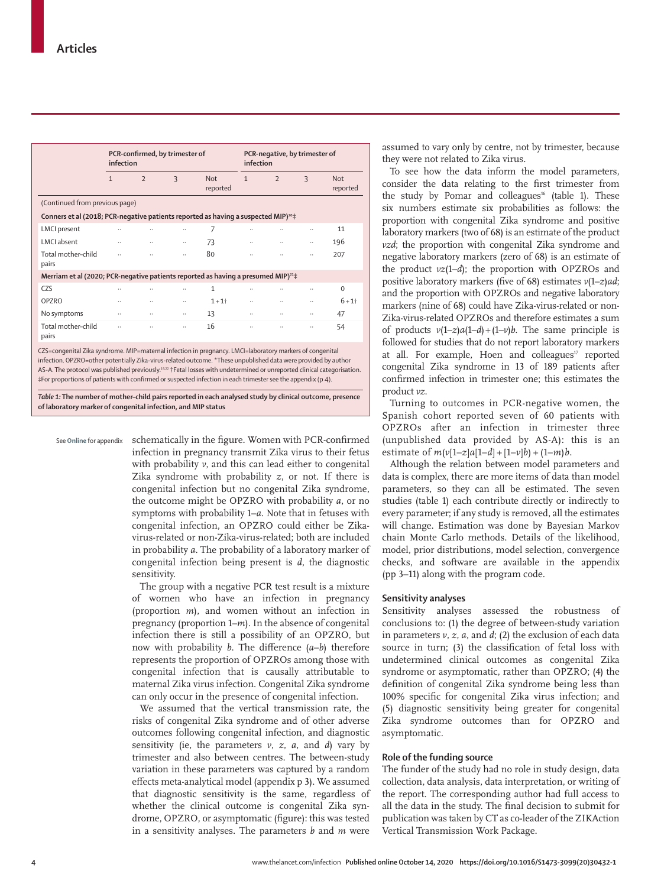|  | PCR-confirmed, by trimester of infection |  |  |  | PCR-negative, by trimester of infection |  |  |  |
|---|---|---|---|---|---|---|---|---|
|  | 1 | 2 | 3 | Not reported | 1 | 2 | 3 | Not reported |
| (Continued from previous page) |  |  |  |  |  |  |  |  |
| **Conners et al (2018; PCR-negative patients reported as having a suspected MIP)[20]‡** |  |  |  |  |  |  |  |  |
| LMCI present | .. | .. | .. | 7 | .. | .. | .. | 11 |
| LMCI absent | .. | .. | .. | 73 | .. | .. | .. | 196 |
| Total mother–child pairs | .. | .. | .. | 80 | .. | .. | .. | 207 |
| **Merriam et al (2020; PCR-negative patients reported as having a presumed MIP)[21]‡** |  |  |  |  |  |  |  |  |
| CZS | .. | .. | .. | 1 | .. | .. | .. | 0 |
| OPZRO | .. | .. | .. | 1 + 1† | .. | .. | .. | 6 + 1† |
| No symptoms | .. | .. | .. | 13 | .. | .. | .. | 47 |
| Total mother–child pairs | .. | .. | .. | 16 | .. | .. | .. | 54 |

CZS=congenital Zika syndrome. MIP=maternal infection in pregnancy. LMCI=laboratory markers of congenital infection. OPZRO=other potentially Zika-virus-related outcome. *These unpublished data were provided by author AS-A. The protocol was published previously.[19,22] †Fetal losses with undetermined or unreported clinical categorisation. ‡For proportions of patients with confirmed or suspected infection in each trimester see the appendix (p 4).

*Table 1:* **The number of mother–child pairs reported in each analysed study by clinical outcome, presence of laboratory marker of congenital infection, and MIP status**

schematically in the figure. Women with PCR-confirmed infection in pregnancy transmit Zika virus to their fetus with probability $v$, and this can lead either to congenital Zika syndrome with probability $z$, or not. If there is congenital infection but no congenital Zika syndrome, the outcome might be OPZRO with probability $a$, or no symptoms with probability $1–a$. Note that in fetuses with congenital infection, an OPZRO could either be Zika-virus-related or non-Zika-virus-related; both are included in probability $a$. The probability of a laboratory marker of congenital infection being present is $d$, the diagnostic sensitivity.

The group with a negative PCR test result is a mixture of women who have an infection in pregnancy (proportion $m$), and women without an infection in pregnancy (proportion $1–m$). In the absence of congenital infection there is still a possibility of an OPZRO, but now with probability $b$. The difference $(a–b)$ therefore represents the proportion of OPZROs among those with congenital infection that is causally attributable to maternal Zika virus infection. Congenital Zika syndrome can only occur in the presence of congenital infection.

We assumed that the vertical transmission rate, the risks of congenital Zika syndrome and of other adverse outcomes following congenital infection, and diagnostic sensitivity (ie, the parameters $v$, $z$, $a$, and $d$) vary by trimester and also between centres. The between-study variation in these parameters was captured by a random effects meta-analytical model (appendix p 3). We assumed that diagnostic sensitivity is the same, regardless of whether the clinical outcome is congenital Zika syndrome, OPZRO, or asymptomatic (figure): this was tested in a sensitivity analyses. The parameters $b$ and $m$ were assumed to vary only by centre, not by trimester, because they were not related to Zika virus.

To see how the data inform the model parameters, consider the data relating to the first trimester from the study by Pomar and colleagues[16] (table 1). These six numbers estimate six probabilities as follows: the proportion with congenital Zika syndrome and positive laboratory markers (two of 68) is an estimate of the product $vzd$; the proportion with congenital Zika syndrome and negative laboratory markers (zero of 68) is an estimate of the product $vz(1–d)$; the proportion with OPZROs and positive laboratory markers (five of 68) estimates $v(1–z)ad$; and the proportion with OPZROs and negative laboratory markers (nine of 68) could have Zika-virus-related or non-Zika-virus-related OPZROs and therefore estimates a sum of products $v(1–z)a(1–d)+(1–v)b$. The same principle is followed for studies that do not report laboratory markers at all. For example, Hoen and colleagues[17] reported congenital Zika syndrome in 13 of 189 patients after confirmed infection in trimester one; this estimates the product $vz$.

Turning to outcomes in PCR-negative women, the Spanish cohort reported seven of 60 patients with OPZROs after an infection in trimester three (unpublished data provided by AS-A): this is an estimate of $m(v[1–z]a[1–d]+[1–v]b)+(1–m)b$.

Although the relation between model parameters and data is complex, there are more items of data than model parameters, so they can all be estimated. The seven studies (table 1) each contribute directly or indirectly to every parameter; if any study is removed, all the estimates will change. Estimation was done by Bayesian Markov chain Monte Carlo methods. Details of the likelihood, model, prior distributions, model selection, convergence checks, and software are available in the appendix (pp 3–11) along with the program code.

## Sensitivity analyses

Sensitivity analyses assessed the robustness of conclusions to: (1) the degree of between-study variation in parameters $v$, $z$, $a$, and $d$; (2) the exclusion of each data source in turn; (3) the classification of fetal loss with undetermined clinical outcomes as congenital Zika syndrome or asymptomatic, rather than OPZRO; (4) the definition of congenital Zika syndrome being less than 100% specific for congenital Zika virus infection; and (5) diagnostic sensitivity being greater for congenital Zika syndrome outcomes than for OPZRO and asymptomatic.

## Role of the funding source

The funder of the study had no role in study design, data collection, data analysis, data interpretation, or writing of the report. The corresponding author had full access to all the data in the study. The final decision to submit for publication was taken by CT as co-leader of the ZIKAction Vertical Transmission Work Package.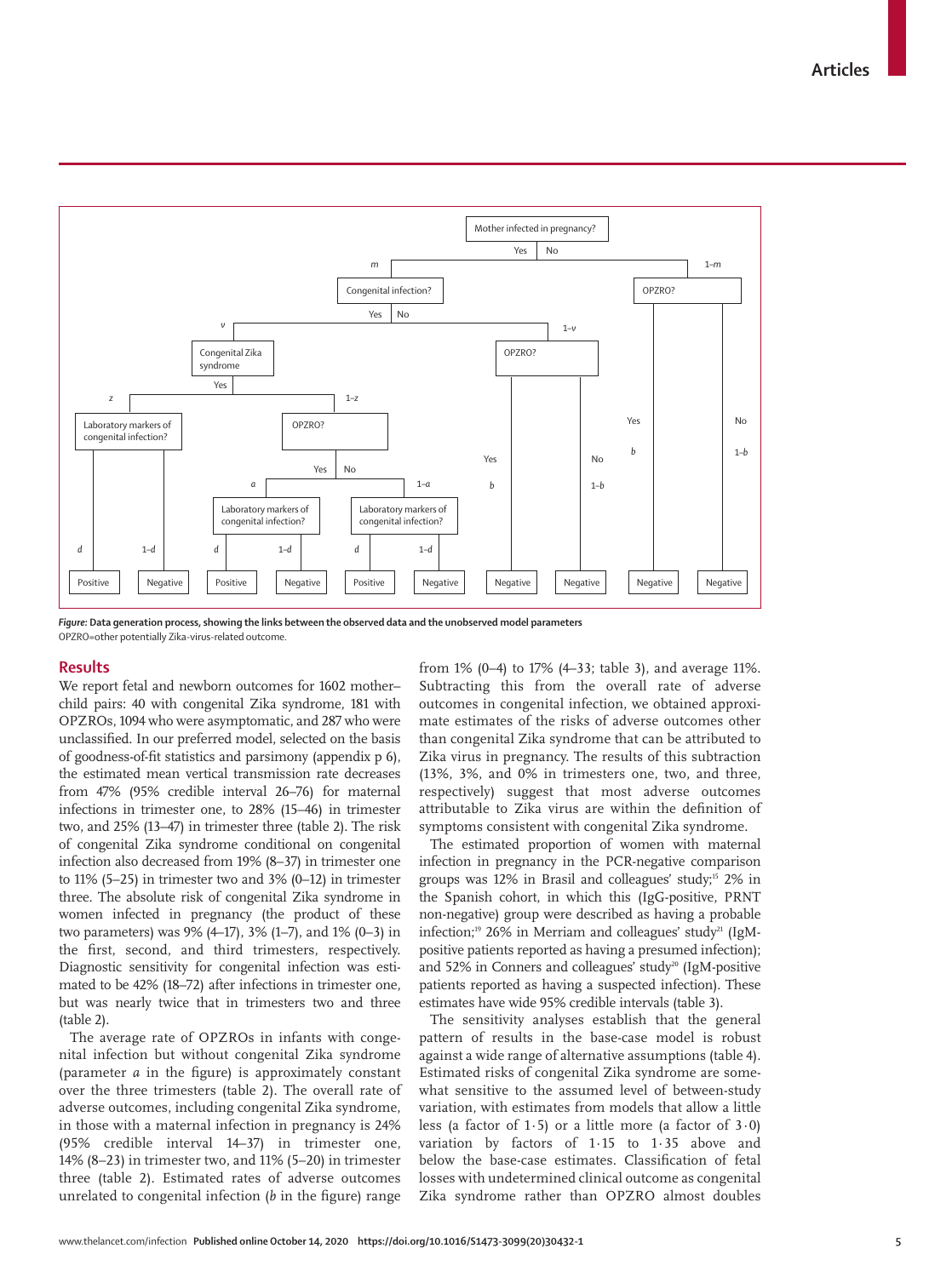*Figure:* **Data generation process, showing the links between the observed data and the unobserved model parameters**
OPZRO=other potentially Zika-virus-related outcome.

## Results

We report fetal and newborn outcomes for 1602 mother–child pairs: 40 with congenital Zika syndrome, 181 with OPZROs, 1094 who were asymptomatic, and 287 who were unclassified. In our preferred model, selected on the basis of goodness-of-fit statistics and parsimony (appendix p 6), the estimated mean vertical transmission rate decreases from 47% (95% credible interval 26–76) for maternal infections in trimester one, to 28% (15–46) in trimester two, and 25% (13–47) in trimester three (table 2). The risk of congenital Zika syndrome conditional on congenital infection also decreased from 19% (8–37) in trimester one to 11% (5–25) in trimester two and 3% (0–12) in trimester three. The absolute risk of congenital Zika syndrome in women infected in pregnancy (the product of these two parameters) was 9% (4–17), 3% (1–7), and 1% (0–3) in the first, second, and third trimesters, respectively. Diagnostic sensitivity for congenital infection was estimated to be 42% (18–72) after infections in trimester one, but was nearly twice that in trimesters two and three (table 2).

The average rate of OPZROs in infants with congenital infection but without congenital Zika syndrome (parameter *a* in the figure) is approximately constant over the three trimesters (table 2). The overall rate of adverse outcomes, including congenital Zika syndrome, in those with a maternal infection in pregnancy is 24% (95% credible interval 14–37) in trimester one, 14% (8–23) in trimester two, and 11% (5–20) in trimester three (table 2). Estimated rates of adverse outcomes unrelated to congenital infection (*b* in the figure) range from 1% (0–4) to 17% (4–33; table 3), and average 11%. Subtracting this from the overall rate of adverse outcomes in congenital infection, we obtained approximate estimates of the risks of adverse outcomes other than congenital Zika syndrome that can be attributed to Zika virus in pregnancy. The results of this subtraction (13%, 3%, and 0% in trimesters one, two, and three, respectively) suggest that most adverse outcomes attributable to Zika virus are within the definition of symptoms consistent with congenital Zika syndrome.

The estimated proportion of women with maternal infection in pregnancy in the PCR-negative comparison groups was 12% in Brasil and colleagues' study;[15] 2% in the Spanish cohort, in which this (IgG-positive, PRNT non-negative) group were described as having a probable infection;[19] 26% in Merriam and colleagues' study[21] (IgM-positive patients reported as having a presumed infection); and 52% in Conners and colleagues' study[20] (IgM-positive patients reported as having a suspected infection). These estimates have wide 95% credible intervals (table 3).

The sensitivity analyses establish that the general pattern of results in the base-case model is robust against a wide range of alternative assumptions (table 4). Estimated risks of congenital Zika syndrome are somewhat sensitive to the assumed level of between-study variation, with estimates from models that allow a little less (a factor of 1·5) or a little more (a factor of 3·0) variation by factors of 1·15 to 1·35 above and below the base-case estimates. Classification of fetal losses with undetermined clinical outcome as congenital Zika syndrome rather than OPZRO almost doubles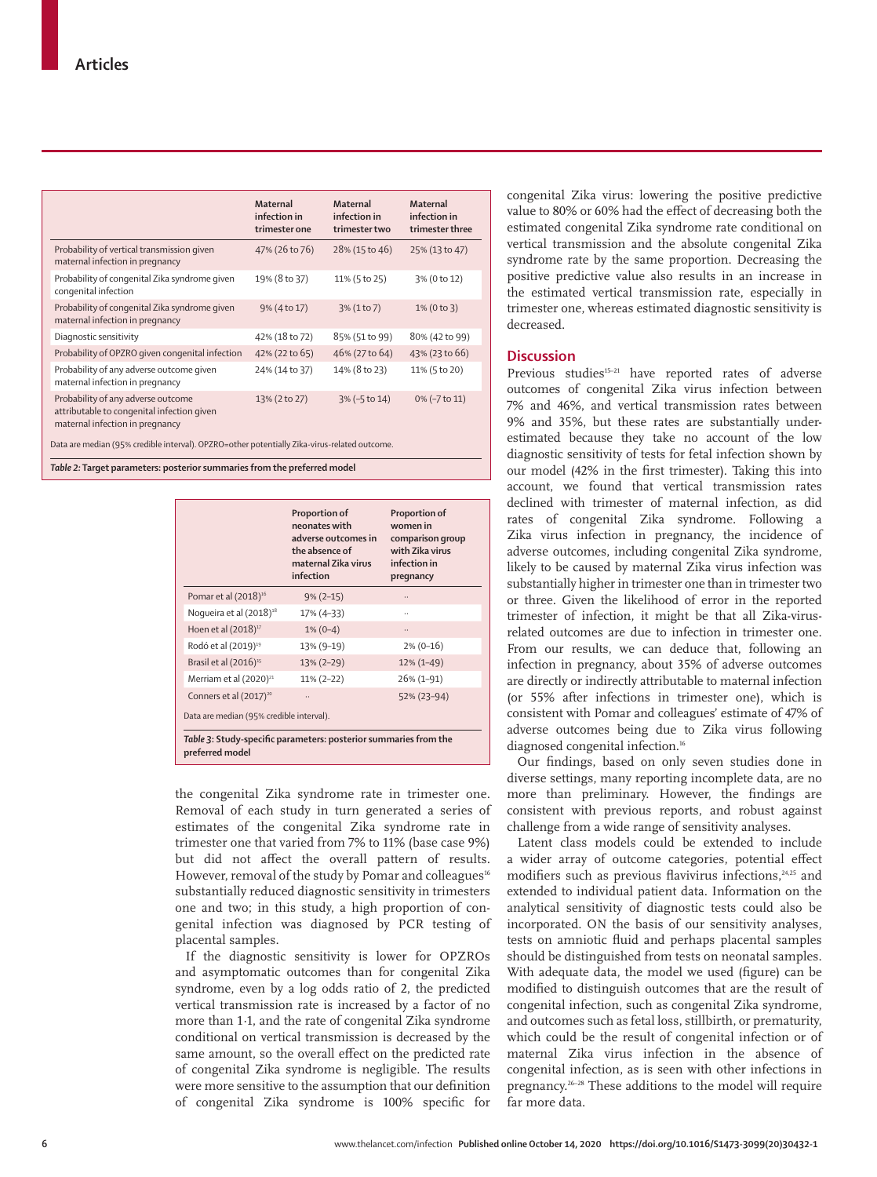| | Maternal infection in trimester one | Maternal infection in trimester two | Maternal infection in trimester three |
|---|---|---|---|
| Probability of vertical transmission given maternal infection in pregnancy | 47% (26 to 76) | 28% (15 to 46) | 25% (13 to 47) |
| Probability of congenital Zika syndrome given congenital infection | 19% (8 to 37) | 11% (5 to 25) | 3% (0 to 12) |
| Probability of congenital Zika syndrome given maternal infection in pregnancy | 9% (4 to 17) | 3% (1 to 7) | 1% (0 to 3) |
| Diagnostic sensitivity | 42% (18 to 72) | 85% (51 to 99) | 80% (42 to 99) |
| Probability of OPZRO given congenital infection | 42% (22 to 65) | 46% (27 to 64) | 43% (23 to 66) |
| Probability of any adverse outcome given maternal infection in pregnancy | 24% (14 to 37) | 14% (8 to 23) | 11% (5 to 20) |
| Probability of any adverse outcome attributable to congenital infection given maternal infection in pregnancy | 13% (2 to 27) | 3% (−5 to 14) | 0% (−7 to 11) |

Data are median (95% credible interval). OPZRO=other potentially Zika-virus-related outcome.

*Table 2:* **Target parameters: posterior summaries from the preferred model**

| | Proportion of neonates with adverse outcomes in the absence of maternal Zika virus infection | Proportion of women in comparison group with Zika virus infection in pregnancy |
|---|---|---|
| Pomar et al (2018)[16] | 9% (2–15) | .. |
| Nogueira et al (2018)[18] | 17% (4–33) | .. |
| Hoen et al (2018)[17] | 1% (0–4) | .. |
| Rodó et al (2019)[19] | 13% (9–19) | 2% (0–16) |
| Brasil et al (2016)[15] | 13% (2–29) | 12% (1–49) |
| Merriam et al (2020)[21] | 11% (2–22) | 26% (1–91) |
| Conners et al (2017)[20] | .. | 52% (23–94) |

Data are median (95% credible interval).

*Table 3:* **Study-specific parameters: posterior summaries from the preferred model**

the congenital Zika syndrome rate in trimester one. Removal of each study in turn generated a series of estimates of the congenital Zika syndrome rate in trimester one that varied from 7% to 11% (base case 9%) but did not affect the overall pattern of results. However, removal of the study by Pomar and colleagues[16] substantially reduced diagnostic sensitivity in trimesters one and two; in this study, a high proportion of congenital infection was diagnosed by PCR testing of placental samples.

If the diagnostic sensitivity is lower for OPZROs and asymptomatic outcomes than for congenital Zika syndrome, even by a log odds ratio of 2, the predicted vertical transmission rate is increased by a factor of no more than 1·1, and the rate of congenital Zika syndrome conditional on vertical transmission is decreased by the same amount, so the overall effect on the predicted rate of congenital Zika syndrome is negligible. The results were more sensitive to the assumption that our definition of congenital Zika syndrome is 100% specific for congenital Zika virus: lowering the positive predictive value to 80% or 60% had the effect of decreasing both the estimated congenital Zika syndrome rate conditional on vertical transmission and the absolute congenital Zika syndrome rate by the same proportion. Decreasing the positive predictive value also results in an increase in the estimated vertical transmission rate, especially in trimester one, whereas estimated diagnostic sensitivity is decreased.

## Discussion

Previous studies[15–21] have reported rates of adverse outcomes of congenital Zika virus infection between 7% and 46%, and vertical transmission rates between 9% and 35%, but these rates are substantially underestimated because they take no account of the low diagnostic sensitivity of tests for fetal infection shown by our model (42% in the first trimester). Taking this into account, we found that vertical transmission rates declined with trimester of maternal infection, as did rates of congenital Zika syndrome. Following a Zika virus infection in pregnancy, the incidence of adverse outcomes, including congenital Zika syndrome, likely to be caused by maternal Zika virus infection was substantially higher in trimester one than in trimester two or three. Given the likelihood of error in the reported trimester of infection, it might be that all Zika-virus-related outcomes are due to infection in trimester one. From our results, we can deduce that, following an infection in pregnancy, about 35% of adverse outcomes are directly or indirectly attributable to maternal infection (or 55% after infections in trimester one), which is consistent with Pomar and colleagues' estimate of 47% of adverse outcomes being due to Zika virus following diagnosed congenital infection.[16]

Our findings, based on only seven studies done in diverse settings, many reporting incomplete data, are no more than preliminary. However, the findings are consistent with previous reports, and robust against challenge from a wide range of sensitivity analyses.

Latent class models could be extended to include a wider array of outcome categories, potential effect modifiers such as previous flavivirus infections,[24,25] and extended to individual patient data. Information on the analytical sensitivity of diagnostic tests could also be incorporated. ON the basis of our sensitivity analyses, tests on amniotic fluid and perhaps placental samples should be distinguished from tests on neonatal samples. With adequate data, the model we used (figure) can be modified to distinguish outcomes that are the result of congenital infection, such as congenital Zika syndrome, and outcomes such as fetal loss, stillbirth, or prematurity, which could be the result of congenital infection or of maternal Zika virus infection in the absence of congenital infection, as is seen with other infections in pregnancy.[26–28] These additions to the model will require far more data.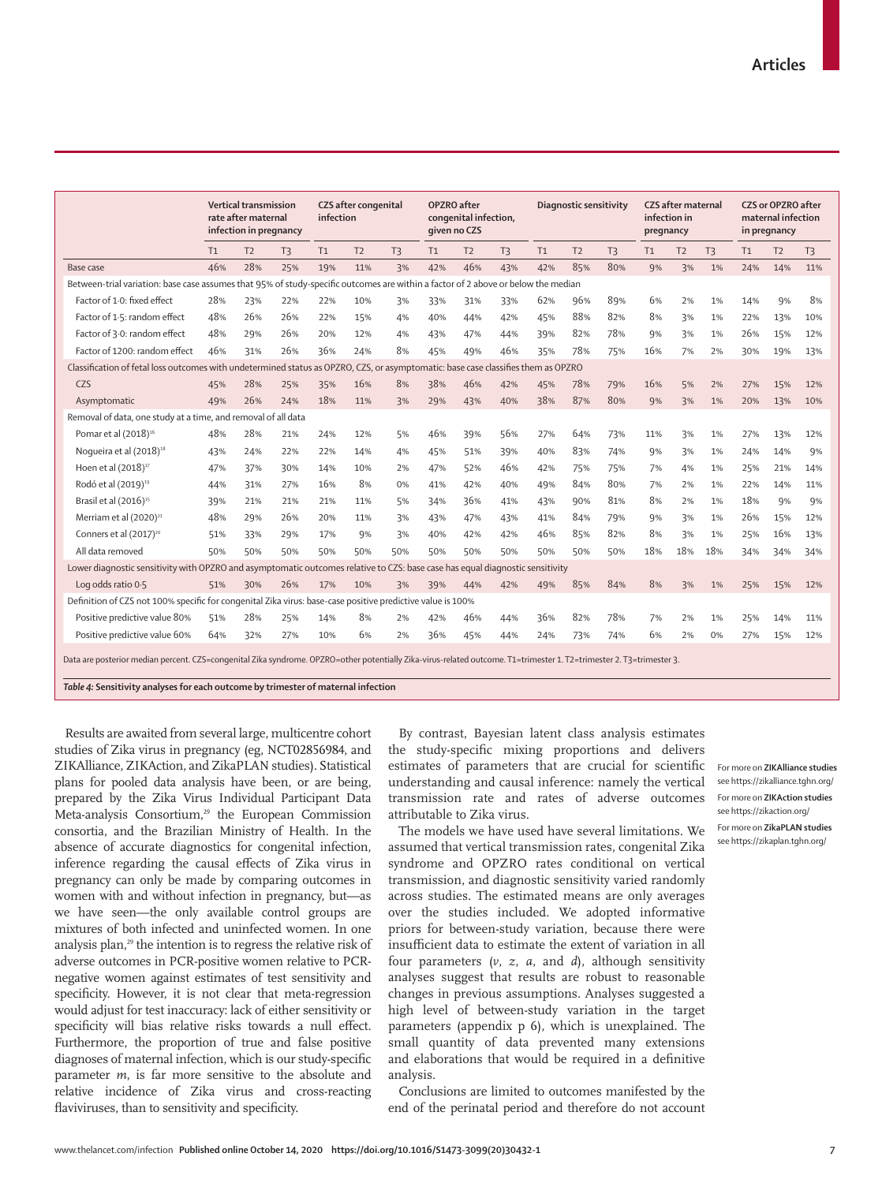|  | Vertical transmission rate after maternal infection in pregnancy | | | CZS after congenital infection | | | OPZRO after congenital infection, given no CZS | | | Diagnostic sensitivity | | | CZS after maternal infection in pregnancy | | | CZS or OPZRO after maternal infection in pregnancy | | |
|---|---|---|---|---|---|---|---|---|---|---|---|---|---|---|---|---|---|---|
|  | T1 | T2 | T3 | T1 | T2 | T3 | T1 | T2 | T3 | T1 | T2 | T3 | T1 | T2 | T3 | T1 | T2 | T3 |
| Base case | 46% | 28% | 25% | 19% | 11% | 3% | 42% | 46% | 43% | 42% | 85% | 80% | 9% | 3% | 1% | 24% | 14% | 11% |
| Between-trial variation: base case assumes that 95% of study-specific outcomes are within a factor of 2 above or below the median | | | | | | | | | | | | | | | | | | |
| Factor of 1·0: fixed effect | 28% | 23% | 22% | 22% | 10% | 3% | 33% | 31% | 33% | 62% | 96% | 89% | 6% | 2% | 1% | 14% | 9% | 8% |
| Factor of 1·5: random effect | 48% | 26% | 26% | 22% | 15% | 4% | 40% | 44% | 42% | 45% | 88% | 82% | 8% | 3% | 1% | 22% | 13% | 10% |
| Factor of 3·0: random effect | 48% | 29% | 26% | 20% | 12% | 4% | 43% | 47% | 44% | 39% | 82% | 78% | 9% | 3% | 1% | 26% | 15% | 12% |
| Factor of 1200: random effect | 46% | 31% | 26% | 36% | 24% | 8% | 45% | 49% | 46% | 35% | 78% | 75% | 16% | 7% | 2% | 30% | 19% | 13% |
| Classification of fetal loss outcomes with undetermined status as OPZRO, CZS, or asymptomatic: base case classifies them as OPZRO | | | | | | | | | | | | | | | | | | |
| CZS | 45% | 28% | 25% | 35% | 16% | 8% | 38% | 46% | 42% | 45% | 78% | 79% | 16% | 5% | 2% | 27% | 15% | 12% |
| Asymptomatic | 49% | 26% | 24% | 18% | 11% | 3% | 29% | 43% | 40% | 38% | 87% | 80% | 9% | 3% | 1% | 20% | 13% | 10% |
| Removal of data, one study at a time, and removal of all data | | | | | | | | | | | | | | | | | | |
| Pomar et al (2018)[16] | 48% | 28% | 21% | 24% | 12% | 5% | 46% | 39% | 56% | 27% | 64% | 73% | 11% | 3% | 1% | 27% | 13% | 12% |
| Nogueira et al (2018)[18] | 43% | 24% | 22% | 22% | 14% | 4% | 45% | 51% | 39% | 40% | 83% | 74% | 9% | 3% | 1% | 24% | 14% | 9% |
| Hoen et al (2018)[17] | 47% | 37% | 30% | 14% | 10% | 2% | 47% | 52% | 46% | 42% | 75% | 75% | 7% | 4% | 1% | 25% | 21% | 14% |
| Rodó et al (2019)[19] | 44% | 31% | 27% | 16% | 8% | 0% | 41% | 42% | 40% | 49% | 84% | 80% | 7% | 2% | 1% | 22% | 14% | 11% |
| Brasil et al (2016)[15] | 39% | 21% | 21% | 21% | 11% | 5% | 34% | 36% | 41% | 43% | 90% | 81% | 8% | 2% | 1% | 18% | 9% | 9% |
| Merriam et al (2020)[21] | 48% | 29% | 26% | 20% | 11% | 3% | 43% | 47% | 43% | 41% | 84% | 79% | 9% | 3% | 1% | 26% | 15% | 12% |
| Conners et al (2017)[20] | 51% | 33% | 29% | 17% | 9% | 3% | 40% | 42% | 42% | 46% | 85% | 82% | 8% | 3% | 1% | 25% | 16% | 13% |
| All data removed | 50% | 50% | 50% | 50% | 50% | 50% | 50% | 50% | 50% | 50% | 50% | 50% | 18% | 18% | 18% | 34% | 34% | 34% |
| Lower diagnostic sensitivity with OPZRO and asymptomatic outcomes relative to CZS: base case has equal diagnostic sensitivity | | | | | | | | | | | | | | | | | | |
| Log odds ratio 0·5 | 51% | 30% | 26% | 17% | 10% | 3% | 39% | 44% | 42% | 49% | 85% | 84% | 8% | 3% | 1% | 25% | 15% | 12% |
| Definition of CZS not 100% specific for congenital Zika virus: base-case positive predictive value is 100% | | | | | | | | | | | | | | | | | | |
| Positive predictive value 80% | 51% | 28% | 25% | 14% | 8% | 2% | 42% | 46% | 44% | 36% | 82% | 78% | 7% | 2% | 1% | 25% | 14% | 11% |
| Positive predictive value 60% | 64% | 32% | 27% | 10% | 6% | 2% | 36% | 45% | 44% | 24% | 73% | 74% | 6% | 2% | 0% | 27% | 15% | 12% |

Data are posterior median percent. CZS=congenital Zika syndrome. OPZRO=other potentially Zika-virus-related outcome. T1=trimester 1. T2=trimester 2. T3=trimester 3.

*Table 4:* **Sensitivity analyses for each outcome by trimester of maternal infection**

Results are awaited from several large, multicentre cohort studies of Zika virus in pregnancy (eg, NCT02856984, and ZIKAlliance, ZIKAction, and ZikaPLAN studies). Statistical plans for pooled data analysis have been, or are being, prepared by the Zika Virus Individual Participant Data Meta-analysis Consortium,[29] the European Commission consortia, and the Brazilian Ministry of Health. In the absence of accurate diagnostics for congenital infection, inference regarding the causal effects of Zika virus in pregnancy can only be made by comparing outcomes in women with and without infection in pregnancy, but—as we have seen—the only available control groups are mixtures of both infected and uninfected women. In one analysis plan,[29] the intention is to regress the relative risk of adverse outcomes in PCR-positive women relative to PCR-negative women against estimates of test sensitivity and specificity. However, it is not clear that meta-regression would adjust for test inaccuracy: lack of either sensitivity or specificity will bias relative risks towards a null effect. Furthermore, the proportion of true and false positive diagnoses of maternal infection, which is our study-specific parameter $m$, is far more sensitive to the absolute and relative incidence of Zika virus and cross-reacting flaviviruses, than to sensitivity and specificity.

By contrast, Bayesian latent class analysis estimates the study-specific mixing proportions and delivers estimates of parameters that are crucial for scientific understanding and causal inference: namely the vertical transmission rate and rates of adverse outcomes attributable to Zika virus.

For more on **ZIKAlliance studies** see https://zikalliance.tghn.org/

For more on **ZIKAction studies** see https://zikaction.org/

For more on **ZikaPLAN studies** see https://zikaplan.tghn.org/

The models we have used have several limitations. We assumed that vertical transmission rates, congenital Zika syndrome and OPZRO rates conditional on vertical transmission, and diagnostic sensitivity varied randomly across studies. The estimated means are only averages over the studies included. We adopted informative priors for between-study variation, because there were insufficient data to estimate the extent of variation in all four parameters ($v$, $z$, $a$, and $d$), although sensitivity analyses suggest that results are robust to reasonable changes in previous assumptions. Analyses suggested a high level of between-study variation in the target parameters (appendix p 6), which is unexplained. The small quantity of data prevented many extensions and elaborations that would be required in a definitive analysis.

Conclusions are limited to outcomes manifested by the end of the perinatal period and therefore do not account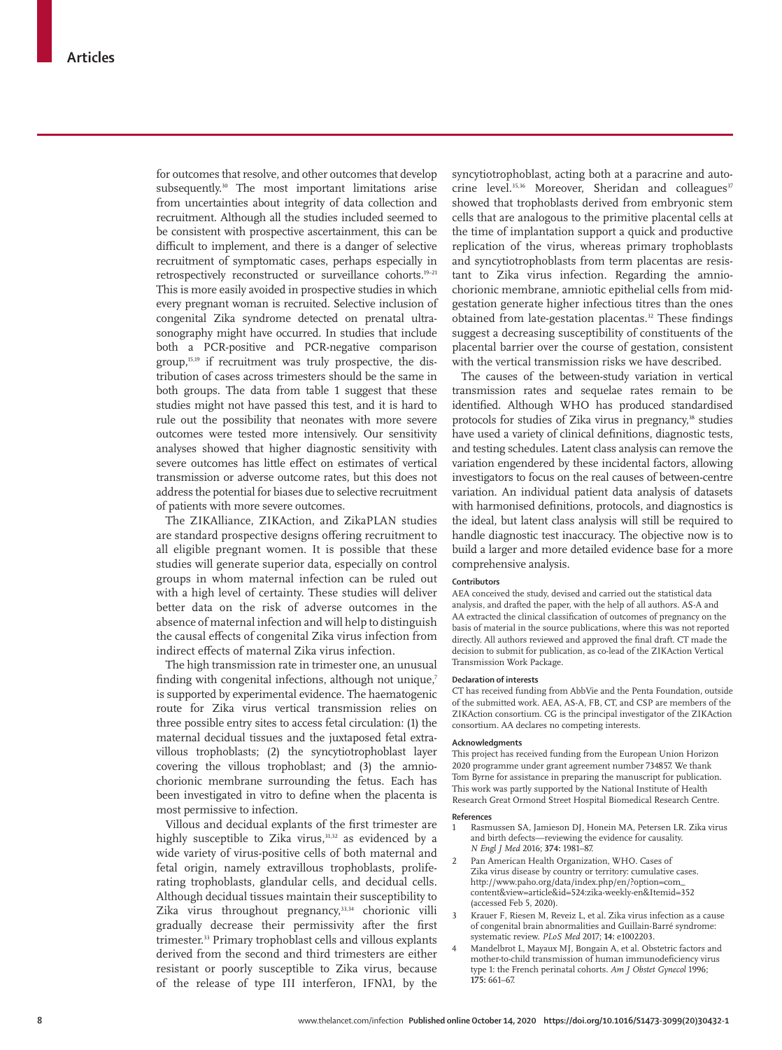for outcomes that resolve, and other outcomes that develop subsequently.[30] The most important limitations arise from uncertainties about integrity of data collection and recruitment. Although all the studies included seemed to be consistent with prospective ascertainment, this can be difficult to implement, and there is a danger of selective recruitment of symptomatic cases, perhaps especially in retrospectively reconstructed or surveillance cohorts.[19–21] This is more easily avoided in prospective studies in which every pregnant woman is recruited. Selective inclusion of congenital Zika syndrome detected on prenatal ultrasonography might have occurred. In studies that include both a PCR-positive and PCR-negative comparison group,[15,19] if recruitment was truly prospective, the distribution of cases across trimesters should be the same in both groups. The data from table 1 suggest that these studies might not have passed this test, and it is hard to rule out the possibility that neonates with more severe outcomes were tested more intensively. Our sensitivity analyses showed that higher diagnostic sensitivity with severe outcomes has little effect on estimates of vertical transmission or adverse outcome rates, but this does not address the potential for biases due to selective recruitment of patients with more severe outcomes.

The ZIKAlliance, ZIKAction, and ZikaPLAN studies are standard prospective designs offering recruitment to all eligible pregnant women. It is possible that these studies will generate superior data, especially on control groups in whom maternal infection can be ruled out with a high level of certainty. These studies will deliver better data on the risk of adverse outcomes in the absence of maternal infection and will help to distinguish the causal effects of congenital Zika virus infection from indirect effects of maternal Zika virus infection.

The high transmission rate in trimester one, an unusual finding with congenital infections, although not unique,[7] is supported by experimental evidence. The haematogenic route for Zika virus vertical transmission relies on three possible entry sites to access fetal circulation: (1) the maternal decidual tissues and the juxtaposed fetal extravillous trophoblasts; (2) the syncytiotrophoblast layer covering the villous trophoblast; and (3) the amniochorionic membrane surrounding the fetus. Each has been investigated in vitro to define when the placenta is most permissive to infection.

Villous and decidual explants of the first trimester are highly susceptible to Zika virus,[31,32] as evidenced by a wide variety of virus-positive cells of both maternal and fetal origin, namely extravillous trophoblasts, proliferating trophoblasts, glandular cells, and decidual cells. Although decidual tissues maintain their susceptibility to Zika virus throughout pregnancy,[33,34] chorionic villi gradually decrease their permissivity after the first trimester.[33] Primary trophoblast cells and villous explants derived from the second and third trimesters are either resistant or poorly susceptible to Zika virus, because of the release of type III interferon, IFNλ1, by the syncytiotrophoblast, acting both at a paracrine and autocrine level.[35,36] Moreover, Sheridan and colleagues[37] showed that trophoblasts derived from embryonic stem cells that are analogous to the primitive placental cells at the time of implantation support a quick and productive replication of the virus, whereas primary trophoblasts and syncytiotrophoblasts from term placentas are resistant to Zika virus infection. Regarding the amniochorionic membrane, amniotic epithelial cells from midgestation generate higher infectious titres than the ones obtained from late-gestation placentas.[32] These findings suggest a decreasing susceptibility of constituents of the placental barrier over the course of gestation, consistent with the vertical transmission risks we have described.

The causes of the between-study variation in vertical transmission rates and sequelae rates remain to be identified. Although WHO has produced standardised protocols for studies of Zika virus in pregnancy,[38] studies have used a variety of clinical definitions, diagnostic tests, and testing schedules. Latent class analysis can remove the variation engendered by these incidental factors, allowing investigators to focus on the real causes of between-centre variation. An individual patient data analysis of datasets with harmonised definitions, protocols, and diagnostics is the ideal, but latent class analysis will still be required to handle diagnostic test inaccuracy. The objective now is to build a larger and more detailed evidence base for a more comprehensive analysis.

#### Contributors

AEA conceived the study, devised and carried out the statistical data analysis, and drafted the paper, with the help of all authors. AS-A and AA extracted the clinical classification of outcomes of pregnancy on the basis of material in the source publications, where this was not reported directly. All authors reviewed and approved the final draft. CT made the decision to submit for publication, as co-lead of the ZIKAction Vertical Transmission Work Package.

#### Declaration of interests

CT has received funding from AbbVie and the Penta Foundation, outside of the submitted work. AEA, AS-A, FB, CT, and CSP are members of the ZIKAction consortium. CG is the principal investigator of the ZIKAction consortium. AA declares no competing interests.

#### Acknowledgments

This project has received funding from the European Union Horizon 2020 programme under grant agreement number 734857. We thank Tom Byrne for assistance in preparing the manuscript for publication. This work was partly supported by the National Institute of Health Research Great Ormond Street Hospital Biomedical Research Centre.

#### References

1. Rasmussen SA, Jamieson DJ, Honein MA, Petersen LR. Zika virus and birth defects—reviewing the evidence for causality. *N Engl J Med* 2016; **374:** 1981–87.
2. Pan American Health Organization, WHO. Cases of Zika virus disease by country or territory: cumulative cases. http://www.paho.org/data/index.php/en/?option=com_content&view=article&id=524:zika-weekly-en&Itemid=352 (accessed Feb 5, 2020).
3. Krauer F, Riesen M, Reveiz L, et al. Zika virus infection as a cause of congenital brain abnormalities and Guillain-Barré syndrome: systematic review. *PLoS Med* 2017; **14:** e1002203.
4. Mandelbrot L, Mayaux MJ, Bongain A, et al. Obstetric factors and mother-to-child transmission of human immunodeficiency virus type 1: the French perinatal cohorts. *Am J Obstet Gynecol* 1996; **175:** 661–67.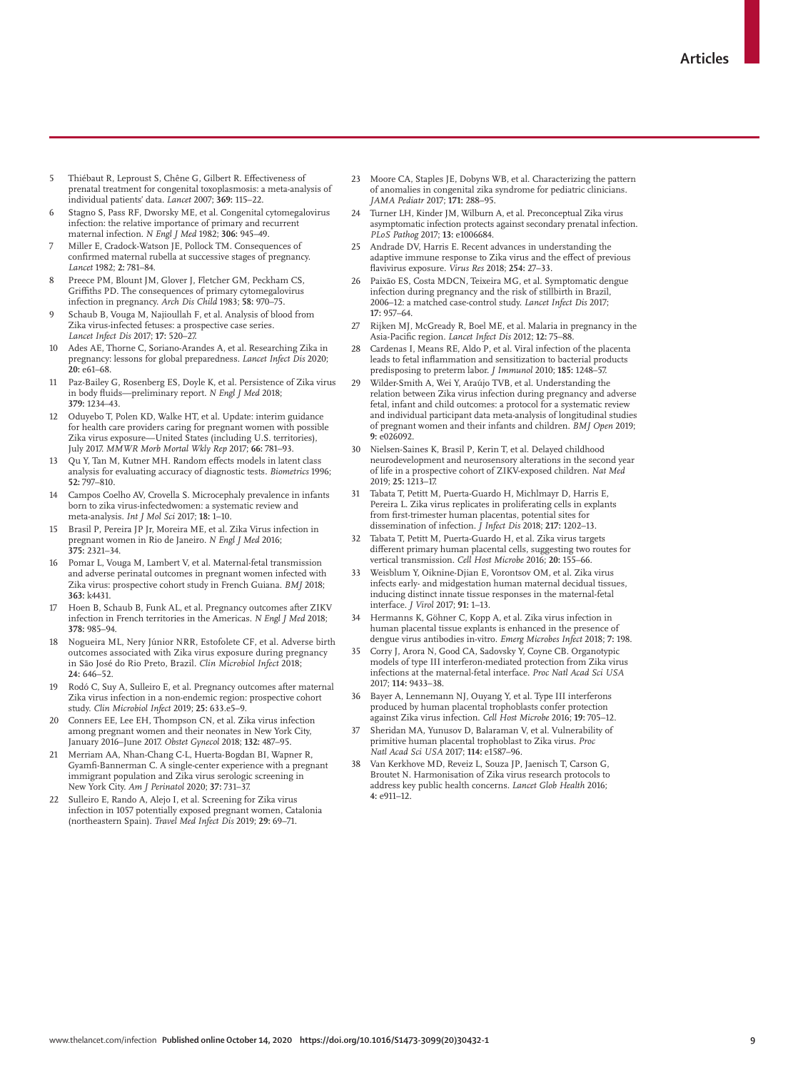5 Thiébaut R, Leproust S, Chêne G, Gilbert R. Effectiveness of prenatal treatment for congenital toxoplasmosis: a meta-analysis of individual patients' data. *Lancet* 2007; **369:** 115–22.

6 Stagno S, Pass RF, Dworsky ME, et al. Congenital cytomegalovirus infection: the relative importance of primary and recurrent maternal infection. *N Engl J Med* 1982; **306:** 945–49.

7 Miller E, Cradock-Watson JE, Pollock TM. Consequences of confirmed maternal rubella at successive stages of pregnancy. *Lancet* 1982; **2:** 781–84.

8 Preece PM, Blount JM, Glover J, Fletcher GM, Peckham CS, Griffiths PD. The consequences of primary cytomegalovirus infection in pregnancy. *Arch Dis Child* 1983; **58:** 970–75.

9 Schaub B, Vouga M, Najioullah F, et al. Analysis of blood from Zika virus-infected fetuses: a prospective case series. *Lancet Infect Dis* 2017; **17:** 520–27.

10 Ades AE, Thorne C, Soriano-Arandes A, et al. Researching Zika in pregnancy: lessons for global preparedness. *Lancet Infect Dis* 2020; **20:** e61–68.

11 Paz-Bailey G, Rosenberg ES, Doyle K, et al. Persistence of Zika virus in body fluids—preliminary report. *N Engl J Med* 2018; **379:** 1234–43.

12 Oduyebo T, Polen KD, Walke HT, et al. Update: interim guidance for health care providers caring for pregnant women with possible Zika virus exposure—United States (including U.S. territories), July 2017. *MMWR Morb Mortal Wkly Rep* 2017; **66:** 781–93.

13 Qu Y, Tan M, Kutner MH. Random effects models in latent class analysis for evaluating accuracy of diagnostic tests. *Biometrics* 1996; **52:** 797–810.

14 Campos Coelho AV, Crovella S. Microcephaly prevalence in infants born to zika virus-infectedwomen: a systematic review and meta-analysis. *Int J Mol Sci* 2017; **18:** 1–10.

15 Brasil P, Pereira JP Jr, Moreira ME, et al. Zika Virus infection in pregnant women in Rio de Janeiro. *N Engl J Med* 2016; **375:** 2321–34.

16 Pomar L, Vouga M, Lambert V, et al. Maternal-fetal transmission and adverse perinatal outcomes in pregnant women infected with Zika virus: prospective cohort study in French Guiana. *BMJ* 2018; **363:** k4431.

17 Hoen B, Schaub B, Funk AL, et al. Pregnancy outcomes after ZIKV infection in French territories in the Americas. *N Engl J Med* 2018; **378:** 985–94.

18 Nogueira ML, Nery Júnior NRR, Estofolete CF, et al. Adverse birth outcomes associated with Zika virus exposure during pregnancy in São José do Rio Preto, Brazil. *Clin Microbiol Infect* 2018; **24:** 646–52.

19 Rodó C, Suy A, Sulleiro E, et al. Pregnancy outcomes after maternal Zika virus infection in a non-endemic region: prospective cohort study. *Clin Microbiol Infect* 2019; **25:** 633.e5–9.

20 Conners EE, Lee EH, Thompson CN, et al. Zika virus infection among pregnant women and their neonates in New York City, January 2016–June 2017. *Obstet Gynecol* 2018; **132:** 487–95.

21 Merriam AA, Nhan-Chang C-L, Huerta-Bogdan BI, Wapner R, Gyamfi-Bannerman C. A single-center experience with a pregnant immigrant population and Zika virus serologic screening in New York City. *Am J Perinatol* 2020; **37:** 731–37.

22 Sulleiro E, Rando A, Alejo I, et al. Screening for Zika virus infection in 1057 potentially exposed pregnant women, Catalonia (northeastern Spain). *Travel Med Infect Dis* 2019; **29:** 69–71.

23 Moore CA, Staples JE, Dobyns WB, et al. Characterizing the pattern of anomalies in congenital zika syndrome for pediatric clinicians. *JAMA Pediatr* 2017; **171:** 288–95.

24 Turner LH, Kinder JM, Wilburn A, et al. Preconceptual Zika virus asymptomatic infection protects against secondary prenatal infection. *PLoS Pathog* 2017; **13:** e1006684.

25 Andrade DV, Harris E. Recent advances in understanding the adaptive immune response to Zika virus and the effect of previous flavivirus exposure. *Virus Res* 2018; **254:** 27–33.

26 Paixão ES, Costa MDCN, Teixeira MG, et al. Symptomatic dengue infection during pregnancy and the risk of stillbirth in Brazil, 2006–12: a matched case-control study. *Lancet Infect Dis* 2017; **17:** 957–64.

27 Rijken MJ, McGready R, Boel ME, et al. Malaria in pregnancy in the Asia-Pacific region. *Lancet Infect Dis* 2012; **12:** 75–88.

28 Cardenas I, Means RE, Aldo P, et al. Viral infection of the placenta leads to fetal inflammation and sensitization to bacterial products predisposing to preterm labor. *J Immunol* 2010; **185:** 1248–57.

29 Wilder-Smith A, Wei Y, Araújo TVB, et al. Understanding the relation between Zika virus infection during pregnancy and adverse fetal, infant and child outcomes: a protocol for a systematic review and individual participant data meta-analysis of longitudinal studies of pregnant women and their infants and children. *BMJ Open* 2019; **9:** e026092.

30 Nielsen-Saines K, Brasil P, Kerin T, et al. Delayed childhood neurodevelopment and neurosensory alterations in the second year of life in a prospective cohort of ZIKV-exposed children. *Nat Med* 2019; **25:** 1213–17.

31 Tabata T, Petitt M, Puerta-Guardo H, Michlmayr D, Harris E, Pereira L. Zika virus replicates in proliferating cells in explants from first-trimester human placentas, potential sites for dissemination of infection. *J Infect Dis* 2018; **217:** 1202–13.

32 Tabata T, Petitt M, Puerta-Guardo H, et al. Zika virus targets different primary human placental cells, suggesting two routes for vertical transmission. *Cell Host Microbe* 2016; **20:** 155–66.

33 Weisblum Y, Oiknine-Djian E, Vorontsov OM, et al. Zika virus infects early- and midgestation human maternal decidual tissues, inducing distinct innate tissue responses in the maternal-fetal interface. *J Virol* 2017; **91:** 1–13.

34 Hermanns K, Göhner C, Kopp A, et al. Zika virus infection in human placental tissue explants is enhanced in the presence of dengue virus antibodies in-vitro. *Emerg Microbes Infect* 2018; **7:** 198.

35 Corry J, Arora N, Good CA, Sadovsky Y, Coyne CB. Organotypic models of type III interferon-mediated protection from Zika virus infections at the maternal-fetal interface. *Proc Natl Acad Sci USA* 2017; **114:** 9433–38.

36 Bayer A, Lennemann NJ, Ouyang Y, et al. Type III interferons produced by human placental trophoblasts confer protection against Zika virus infection. *Cell Host Microbe* 2016; **19:** 705–12.

37 Sheridan MA, Yunusov D, Balaraman V, et al. Vulnerability of primitive human placental trophoblast to Zika virus. *Proc Natl Acad Sci USA* 2017; **114:** e1587–96.

38 Van Kerkhove MD, Reveiz L, Souza JP, Jaenisch T, Carson G, Broutet N. Harmonisation of Zika virus research protocols to address key public health concerns. *Lancet Glob Health* 2016; **4:** e911–12.